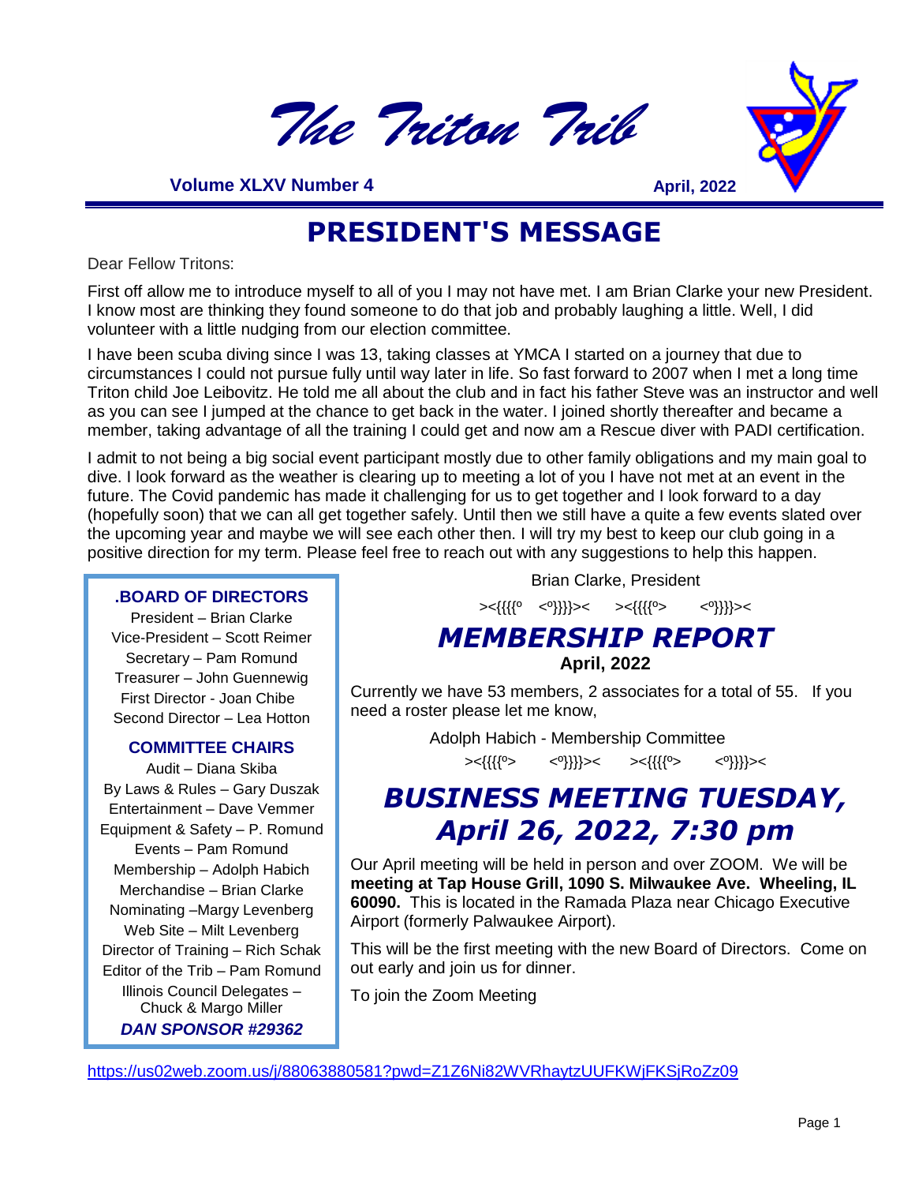# The Triton Trib

**Volume XLXV Number 4** **April, 2022**

## PRESIDENT'S MESSAGE

Dear Fellow Tritons:

First off allow me to introduce myself to all of you I may not have met. I am Brian Clarke your new President. I know most are thinking they found someone to do that job and probably laughing a little. Well, I did volunteer with a little nudging from our election committee.

I have been scuba diving since I was 13, taking classes at YMCA I started on a journey that due to circumstances I could not pursue fully until way later in life. So fast forward to 2007 when I met a long time Triton child Joe Leibovitz. He told me all about the club and in fact his father Steve was an instructor and well as you can see I jumped at the chance to get back in the water. I joined shortly thereafter and became a member, taking advantage of all the training I could get and now am a Rescue diver with PADI certification.

I admit to not being a big social event participant mostly due to other family obligations and my main goal to dive. I look forward as the weather is clearing up to meeting a lot of you I have not met at an event in the future. The Covid pandemic has made it challenging for us to get together and I look forward to a day (hopefully soon) that we can all get together safely. Until then we still have a quite a few events slated over the upcoming year and maybe we will see each other then. I will try my best to keep our club going in a positive direction for my term. Please feel free to reach out with any suggestions to help this happen.

Brian Clarke, President

><{{{{º <º}}}}>< ><{{{{º> <º}}}}><

**.BOARD OF DIRECTORS**

President – Brian Clarke
Vice-President – Scott Reimer
Secretary – Pam Romund
Treasurer – John Guennewig
First Director - Joan Chibe
Second Director – Lea Hotton

**COMMITTEE CHAIRS**

Audit – Diana Skiba
By Laws & Rules – Gary Duszak
Entertainment – Dave Vemmer
Equipment & Safety – P. Romund
Events – Pam Romund
Membership – Adolph Habich
Merchandise – Brian Clarke
Nominating –Margy Levenberg
Web Site – Milt Levenberg
Director of Training – Rich Schak
Editor of the Trib – Pam Romund
Illinois Council Delegates – Chuck & Margo Miller

***DAN SPONSOR #29362***

## *MEMBERSHIP REPORT*

**April, 2022**

Currently we have 53 members, 2 associates for a total of 55. If you need a roster please let me know,

Adolph Habich - Membership Committee

><{{{{º> <º}}}}>< ><{{{{º> <º}}}}><

## *BUSINESS MEETING TUESDAY, April 26, 2022, 7:30 pm*

Our April meeting will be held in person and over ZOOM. We will be **meeting at Tap House Grill, 1090 S. Milwaukee Ave. Wheeling, IL 60090.** This is located in the Ramada Plaza near Chicago Executive Airport (formerly Palwaukee Airport).

This will be the first meeting with the new Board of Directors. Come on out early and join us for dinner.

To join the Zoom Meeting

https://us02web.zoom.us/j/88063880581?pwd=Z1Z6Ni82WVRhaytzUUFKWjFKSjRoZz09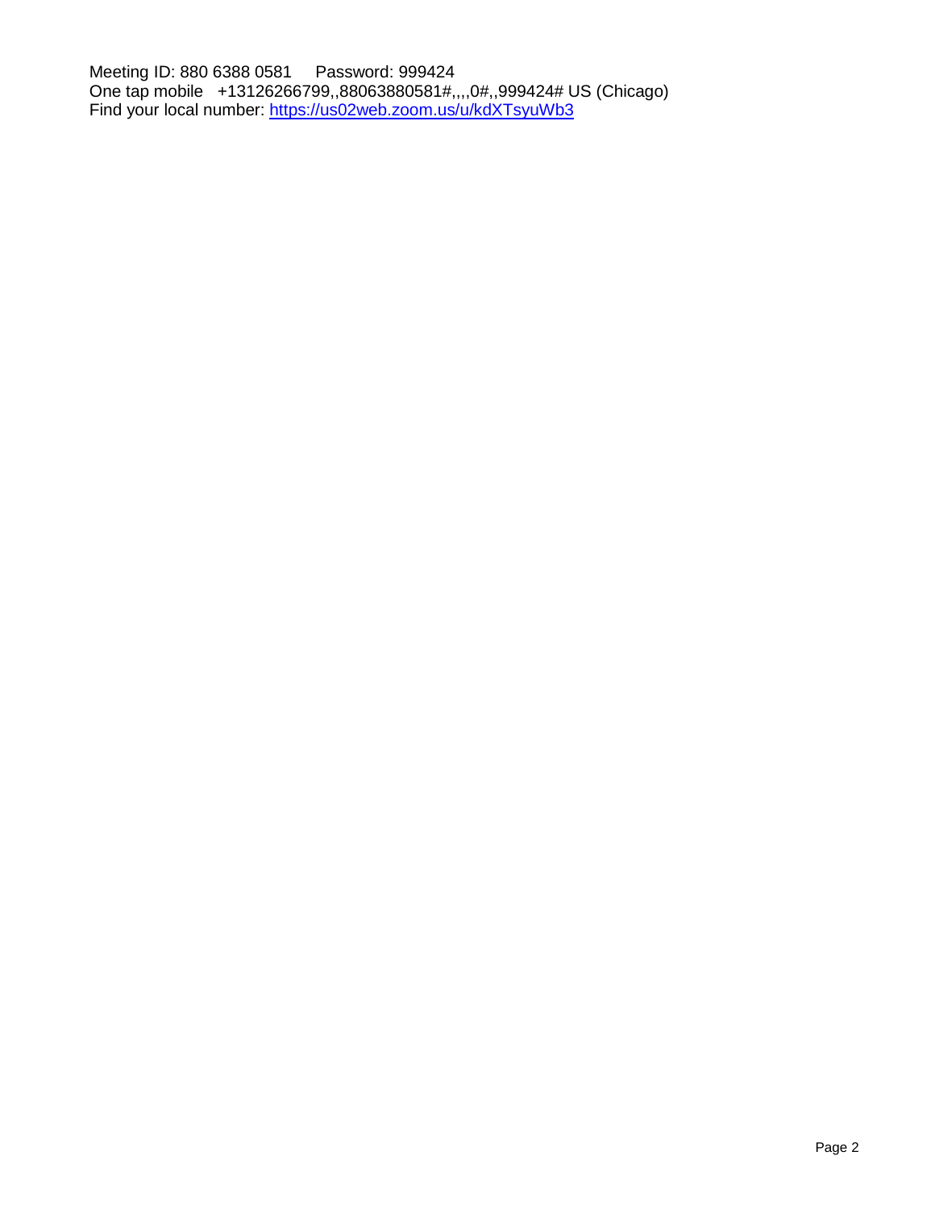Meeting ID: 880 6388 0581     Password: 999424
One tap mobile   +13126266799,,88063880581#,,,,0#,,999424# US (Chicago)
Find your local number: [https://us02web.zoom.us/u/kdXTsyuWb3](https://us02web.zoom.us/u/kdXTsyuWb3)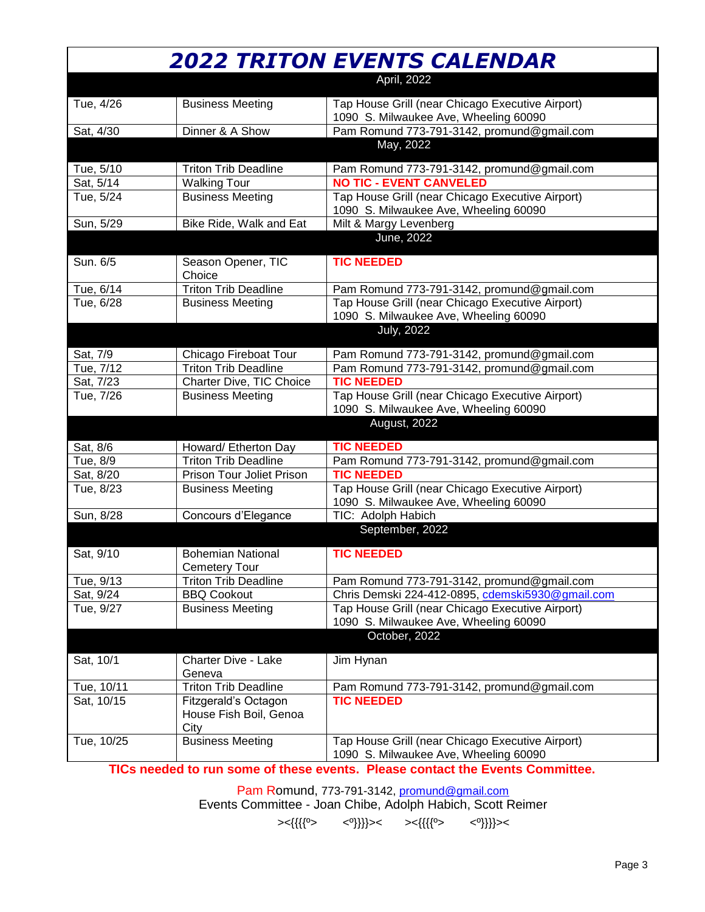# *2022 TRITON EVENTS CALENDAR*

| | | |
|---|---|---|
| | **April, 2022** | |
| Tue, 4/26 | Business Meeting | Tap House Grill (near Chicago Executive Airport) 1090 S. Milwaukee Ave, Wheeling 60090 |
| Sat, 4/30 | Dinner & A Show | Pam Romund 773-791-3142, promund@gmail.com |
| | **May, 2022** | |
| Tue, 5/10 | Triton Trib Deadline | Pam Romund 773-791-3142, promund@gmail.com |
| Sat, 5/14 | Walking Tour | **NO TIC - EVENT CANVELED** |
| Tue, 5/24 | Business Meeting | Tap House Grill (near Chicago Executive Airport) 1090 S. Milwaukee Ave, Wheeling 60090 |
| Sun, 5/29 | Bike Ride, Walk and Eat | Milt & Margy Levenberg |
| | **June, 2022** | |
| Sun. 6/5 | Season Opener, TIC Choice | **TIC NEEDED** |
| Tue, 6/14 | Triton Trib Deadline | Pam Romund 773-791-3142, promund@gmail.com |
| Tue, 6/28 | Business Meeting | Tap House Grill (near Chicago Executive Airport) 1090 S. Milwaukee Ave, Wheeling 60090 |
| | **July, 2022** | |
| Sat, 7/9 | Chicago Fireboat Tour | Pam Romund 773-791-3142, promund@gmail.com |
| Tue, 7/12 | Triton Trib Deadline | Pam Romund 773-791-3142, promund@gmail.com |
| Sat, 7/23 | Charter Dive, TIC Choice | **TIC NEEDED** |
| Tue, 7/26 | Business Meeting | Tap House Grill (near Chicago Executive Airport) 1090 S. Milwaukee Ave, Wheeling 60090 |
| | **August, 2022** | |
| Sat, 8/6 | Howard/ Etherton Day | **TIC NEEDED** |
| Tue, 8/9 | Triton Trib Deadline | Pam Romund 773-791-3142, promund@gmail.com |
| Sat, 8/20 | Prison Tour Joliet Prison | **TIC NEEDED** |
| Tue, 8/23 | Business Meeting | Tap House Grill (near Chicago Executive Airport) 1090 S. Milwaukee Ave, Wheeling 60090 |
| Sun, 8/28 | Concours d'Elegance | TIC: Adolph Habich |
| | **September, 2022** | |
| Sat, 9/10 | Bohemian National Cemetery Tour | **TIC NEEDED** |
| Tue, 9/13 | Triton Trib Deadline | Pam Romund 773-791-3142, promund@gmail.com |
| Sat, 9/24 | BBQ Cookout | Chris Demski 224-412-0895, cdemski5930@gmail.com |
| Tue, 9/27 | Business Meeting | Tap House Grill (near Chicago Executive Airport) 1090 S. Milwaukee Ave, Wheeling 60090 |
| | **October, 2022** | |
| Sat, 10/1 | Charter Dive - Lake Geneva | Jim Hynan |
| Tue, 10/11 | Triton Trib Deadline | Pam Romund 773-791-3142, promund@gmail.com |
| Sat, 10/15 | Fitzgerald's Octagon House Fish Boil, Genoa City | **TIC NEEDED** |
| Tue, 10/25 | Business Meeting | Tap House Grill (near Chicago Executive Airport) 1090 S. Milwaukee Ave, Wheeling 60090 |

**TICs needed to run some of these events. Please contact the Events Committee.**

Pam Romund, 773-791-3142, promund@gmail.com
Events Committee - Joan Chibe, Adolph Habich, Scott Reimer

><{{{{º> <º}}}}>< ><{{{{º> <º}}}}><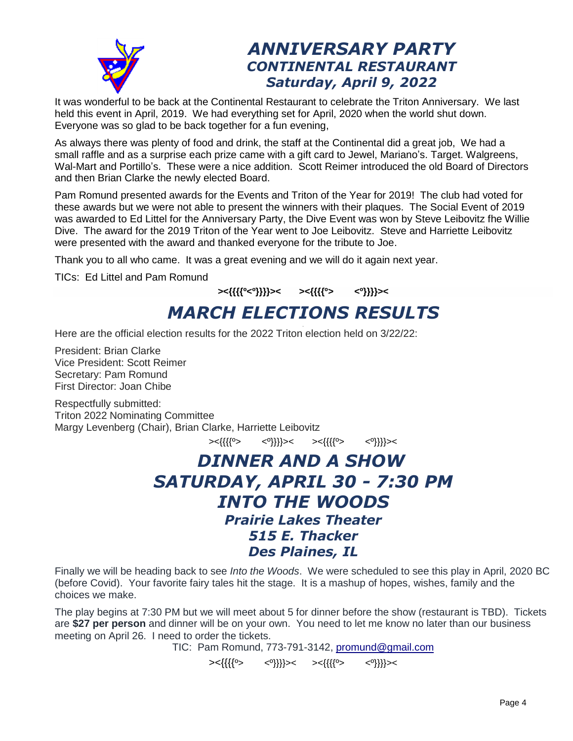# *ANNIVERSARY PARTY*
## *CONTINENTAL RESTAURANT*
### *Saturday, April 9, 2022*

It was wonderful to be back at the Continental Restaurant to celebrate the Triton Anniversary. We last held this event in April, 2019. We had everything set for April, 2020 when the world shut down. Everyone was so glad to be back together for a fun evening,

As always there was plenty of food and drink, the staff at the Continental did a great job, We had a small raffle and as a surprise each prize came with a gift card to Jewel, Mariano's. Target. Walgreens, Wal-Mart and Portillo's. These were a nice addition. Scott Reimer introduced the old Board of Directors and then Brian Clarke the newly elected Board.

Pam Romund presented awards for the Events and Triton of the Year for 2019! The club had voted for these awards but we were not able to present the winners with their plaques. The Social Event of 2019 was awarded to Ed Littel for the Anniversary Party, the Dive Event was won by Steve Leibovitz fhe Willie Dive. The award for the 2019 Triton of the Year went to Joe Leibovitz. Steve and Harriette Leibovitz were presented with the award and thanked everyone for the tribute to Joe.

Thank you to all who came. It was a great evening and we will do it again next year.

TICs: Ed Littel and Pam Romund

**><{{{{º<º}}}}><   ><{{{{º>   <º}}}}><**

# *MARCH ELECTIONS RESULTS*

Here are the official election results for the 2022 Triton election held on 3/22/22:

President: Brian Clarke
Vice President: Scott Reimer
Secretary: Pam Romund
First Director: Joan Chibe

Respectfully submitted:
Triton 2022 Nominating Committee
Margy Levenberg (Chair), Brian Clarke, Harriette Leibovitz

><{{{{º>   <º}}}}><   ><{{{{º>   <º}}}}><

# *DINNER AND A SHOW*
# *SATURDAY, APRIL 30 - 7:30 PM*
# *INTO THE WOODS*
### *Prairie Lakes Theater*
### *515 E. Thacker*
### *Des Plaines, IL*

Finally we will be heading back to see *Into the Woods*. We were scheduled to see this play in April, 2020 BC (before Covid). Your favorite fairy tales hit the stage. It is a mashup of hopes, wishes, family and the choices we make.

The play begins at 7:30 PM but we will meet about 5 for dinner before the show (restaurant is TBD). Tickets are **$27 per person** and dinner will be on your own. You need to let me know no later than our business meeting on April 26. I need to order the tickets.

TIC: Pam Romund, 773-791-3142, promund@gmail.com

><{{{{º>   <º}}}}><   ><{{{{º>   <º}}}}><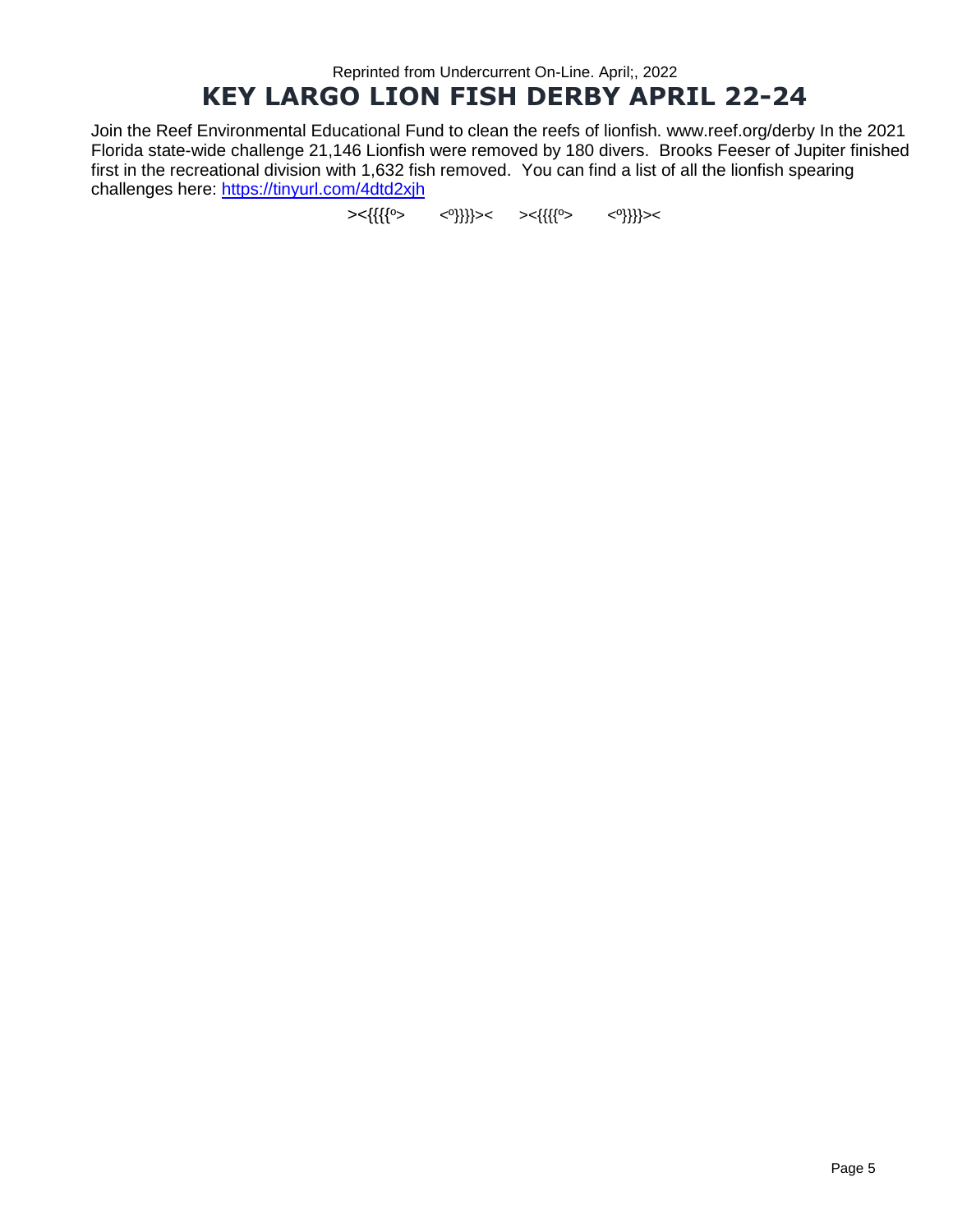Reprinted from Undercurrent On-Line. April;, 2022

# KEY LARGO LION FISH DERBY APRIL 22-24

Join the Reef Environmental Educational Fund to clean the reefs of lionfish. www.reef.org/derby In the 2021 Florida state-wide challenge 21,146 Lionfish were removed by 180 divers.  Brooks Feeser of Jupiter finished first in the recreational division with 1,632 fish removed.  You can find a list of all the lionfish spearing challenges here: [https://tinyurl.com/4dtd2xjh](https://tinyurl.com/4dtd2xjh)

><{{{{º>   <º}}}}><   ><{{{{º>   <º}}}}><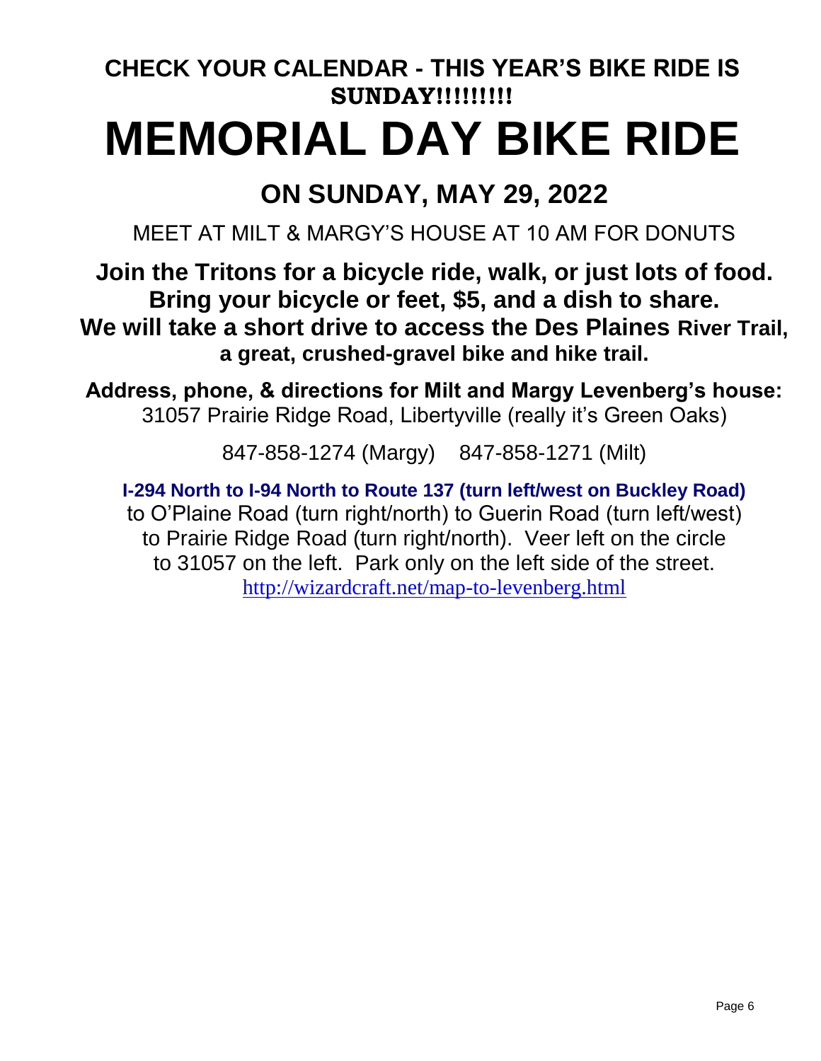### CHECK YOUR CALENDAR - THIS YEAR'S BIKE RIDE IS SUNDAY!!!!!!!!!

# MEMORIAL DAY BIKE RIDE

## ON SUNDAY, MAY 29, 2022

MEET AT MILT & MARGY'S HOUSE AT 10 AM FOR DONUTS

**Join the Tritons for a bicycle ride, walk, or just lots of food.**
**Bring your bicycle or feet, $5, and a dish to share.**
**We will take a short drive to access the Des Plaines River Trail, a great, crushed-gravel bike and hike trail.**

**Address, phone, & directions for Milt and Margy Levenberg's house:**
31057 Prairie Ridge Road, Libertyville (really it's Green Oaks)

847-858-1274 (Margy)    847-858-1271 (Milt)

**I-294 North to I-94 North to Route 137 (turn left/west on Buckley Road)**
to O'Plaine Road (turn right/north) to Guerin Road (turn left/west) to Prairie Ridge Road (turn right/north). Veer left on the circle to 31057 on the left. Park only on the left side of the street.
http://wizardcraft.net/map-to-levenberg.html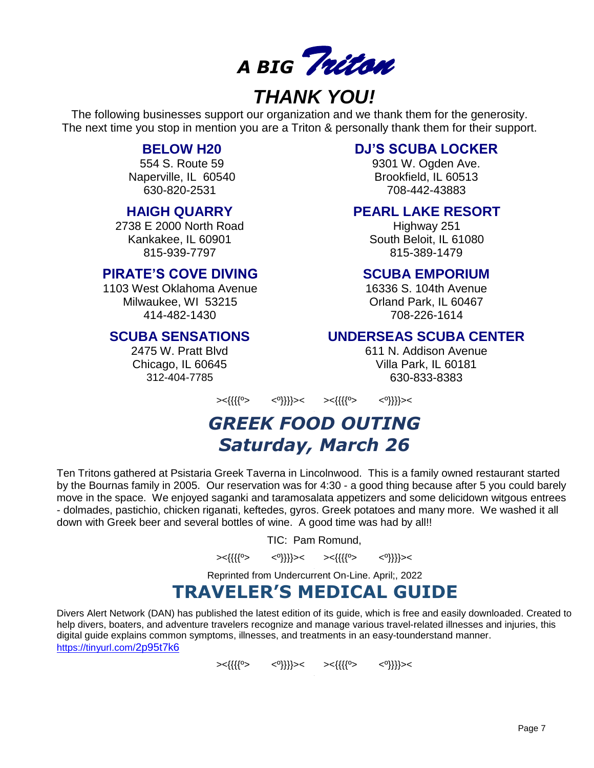# A BIG *Triton*

# *THANK YOU!*

The following businesses support our organization and we thank them for the generosity.
The next time you stop in mention you are a Triton & personally thank them for their support.

**BELOW H20**
554 S. Route 59
Naperville, IL 60540
630-820-2531

**DJ'S SCUBA LOCKER**
9301 W. Ogden Ave.
Brookfield, IL 60513
708-442-43883

**HAIGH QUARRY**
2738 E 2000 North Road
Kankakee, IL 60901
815-939-7797

**PEARL LAKE RESORT**
Highway 251
South Beloit, IL 61080
815-389-1479

**PIRATE'S COVE DIVING**
1103 West Oklahoma Avenue
Milwaukee, WI 53215
414-482-1430

**SCUBA EMPORIUM**
16336 S. 104th Avenue
Orland Park, IL 60467
708-226-1614

**SCUBA SENSATIONS**
2475 W. Pratt Blvd
Chicago, IL 60645
312-404-7785

**UNDERSEAS SCUBA CENTER**
611 N. Addison Avenue
Villa Park, IL 60181
630-833-8383

><{{{{º>　　<º}}}}><　　><{{{{º>　　<º}}}}><

## *GREEK FOOD OUTING*
## *Saturday, March 26*

Ten Tritons gathered at Psistaria Greek Taverna in Lincolnwood. This is a family owned restaurant started by the Bournas family in 2005. Our reservation was for 4:30 - a good thing because after 5 you could barely move in the space. We enjoyed saganki and taramosalata appetizers and some delicidown witgous entrees - dolmades, pastichio, chicken riganati, keftedes, gyros. Greek potatoes and many more. We washed it all down with Greek beer and several bottles of wine. A good time was had by all!!

TIC: Pam Romund,

><{{{{º>　　<º}}}}><　　><{{{{º>　　<º}}}}><

Reprinted from Undercurrent On-Line. April;, 2022

## TRAVELER'S MEDICAL GUIDE

Divers Alert Network (DAN) has published the latest edition of its guide, which is free and easily downloaded. Created to help divers, boaters, and adventure travelers recognize and manage various travel-related illnesses and injuries, this digital guide explains common symptoms, illnesses, and treatments in an easy-tounderstand manner.
https://tinyurl.com/2p95t7k6

><{{{{º>　　<º}}}}><　　><{{{{º>　　<º}}}}><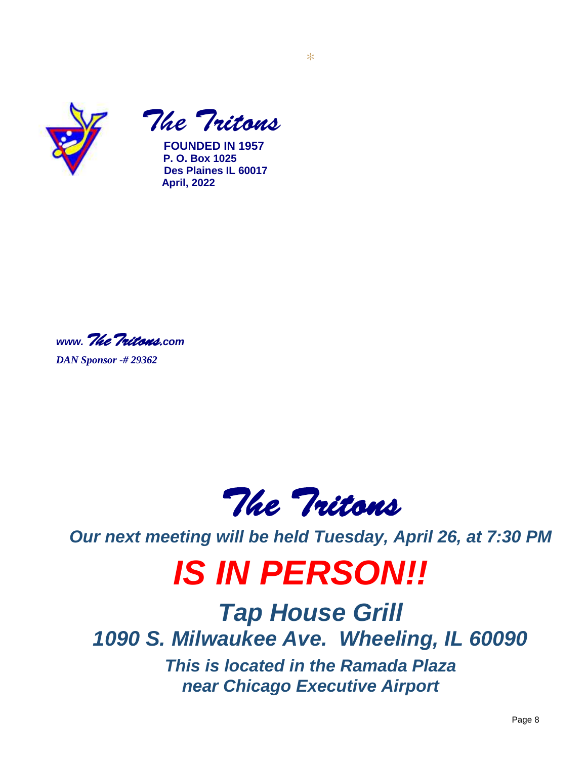# *The Tritons*

**FOUNDED IN 1957**
**P. O. Box 1025**
**Des Plaines IL 60017**
**April, 2022**

***www. The Tritons.com***
***DAN Sponsor -# 29362***

# *The Tritons*

***Our next meeting will be held Tuesday, April 26, at 7:30 PM***

# ***IS IN PERSON!!***

## ***Tap House Grill***

## ***1090 S. Milwaukee Ave. Wheeling, IL 60090***

***This is located in the Ramada Plaza***
***near Chicago Executive Airport***